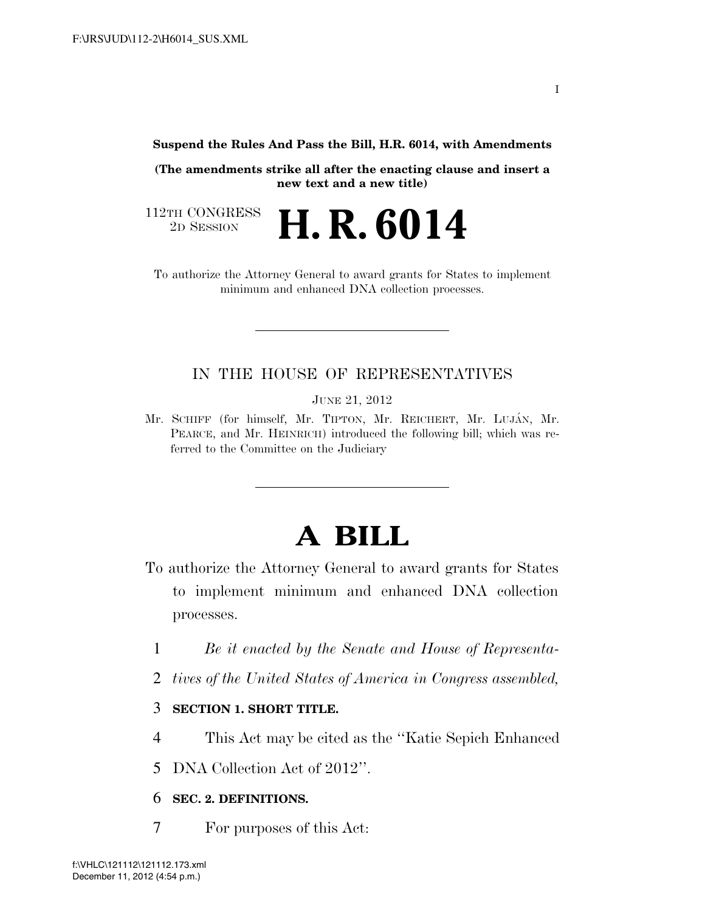**Suspend the Rules And Pass the Bill, H.R. 6014, with Amendments**

**(The amendments strike all after the enacting clause and insert a new text and a new title)**

112TH CONGRESS
2D SESSION

# H. R. 6014

To authorize the Attorney General to award grants for States to implement minimum and enhanced DNA collection processes.

IN THE HOUSE OF REPRESENTATIVES

JUNE 21, 2012

Mr. SCHIFF (for himself, Mr. TIPTON, Mr. REICHERT, Mr. LUJÁN, Mr. PEARCE, and Mr. HEINRICH) introduced the following bill; which was referred to the Committee on the Judiciary

# A BILL

To authorize the Attorney General to award grants for States to implement minimum and enhanced DNA collection processes.

1 *Be it enacted by the Senate and House of Representa-*
2 *tives of the United States of America in Congress assembled,*

3 **SECTION 1. SHORT TITLE.**

4 This Act may be cited as the ''Katie Sepich Enhanced
5 DNA Collection Act of 2012''.

6 **SEC. 2. DEFINITIONS.**

7 For purposes of this Act: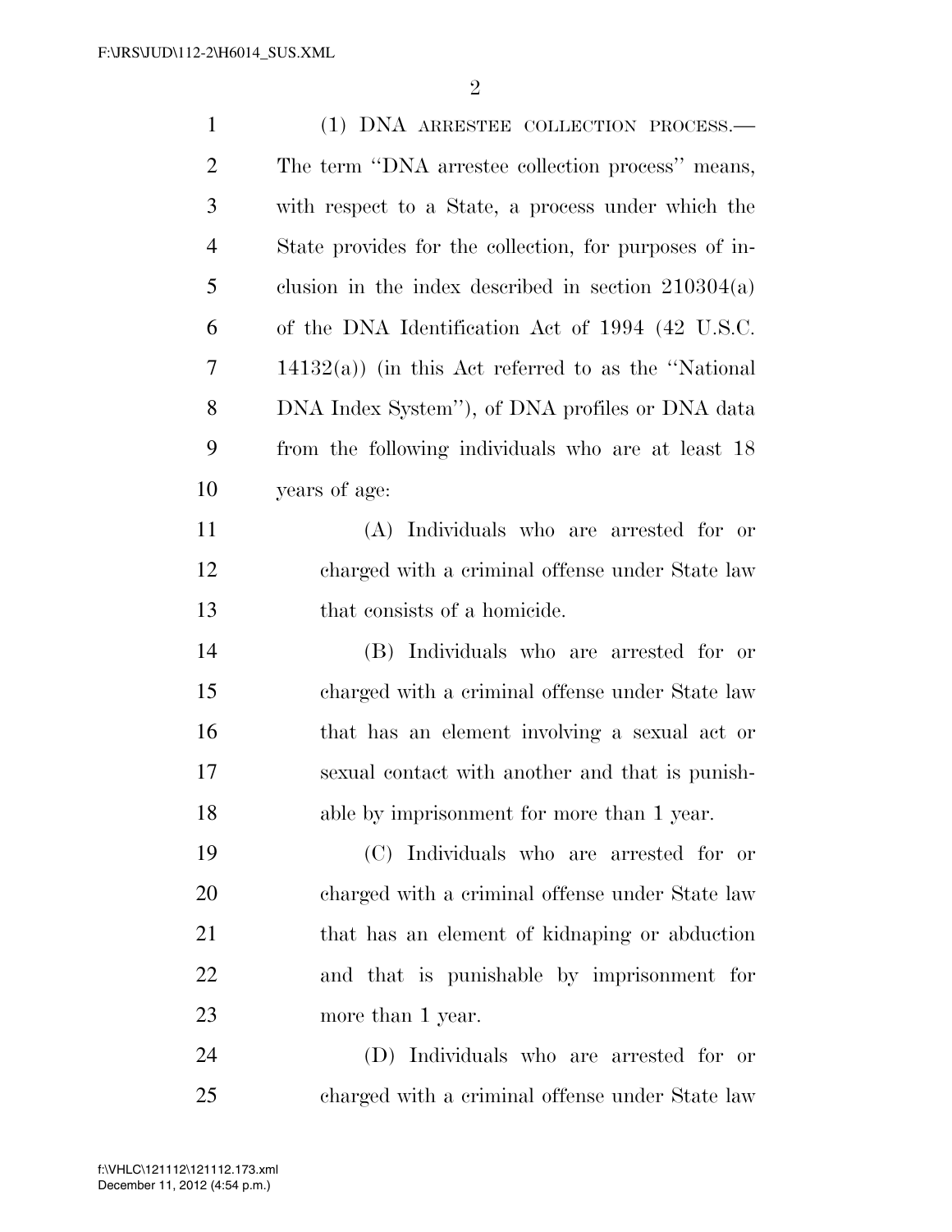(1) DNA ARRESTEE COLLECTION PROCESS.—The term "DNA arrestee collection process" means, with respect to a State, a process under which the State provides for the collection, for purposes of inclusion in the index described in section 210304(a) of the DNA Identification Act of 1994 (42 U.S.C. 14132(a)) (in this Act referred to as the "National DNA Index System"), of DNA profiles or DNA data from the following individuals who are at least 18 years of age:

(A) Individuals who are arrested for or charged with a criminal offense under State law that consists of a homicide.

(B) Individuals who are arrested for or charged with a criminal offense under State law that has an element involving a sexual act or sexual contact with another and that is punishable by imprisonment for more than 1 year.

(C) Individuals who are arrested for or charged with a criminal offense under State law that has an element of kidnaping or abduction and that is punishable by imprisonment for more than 1 year.

(D) Individuals who are arrested for or charged with a criminal offense under State law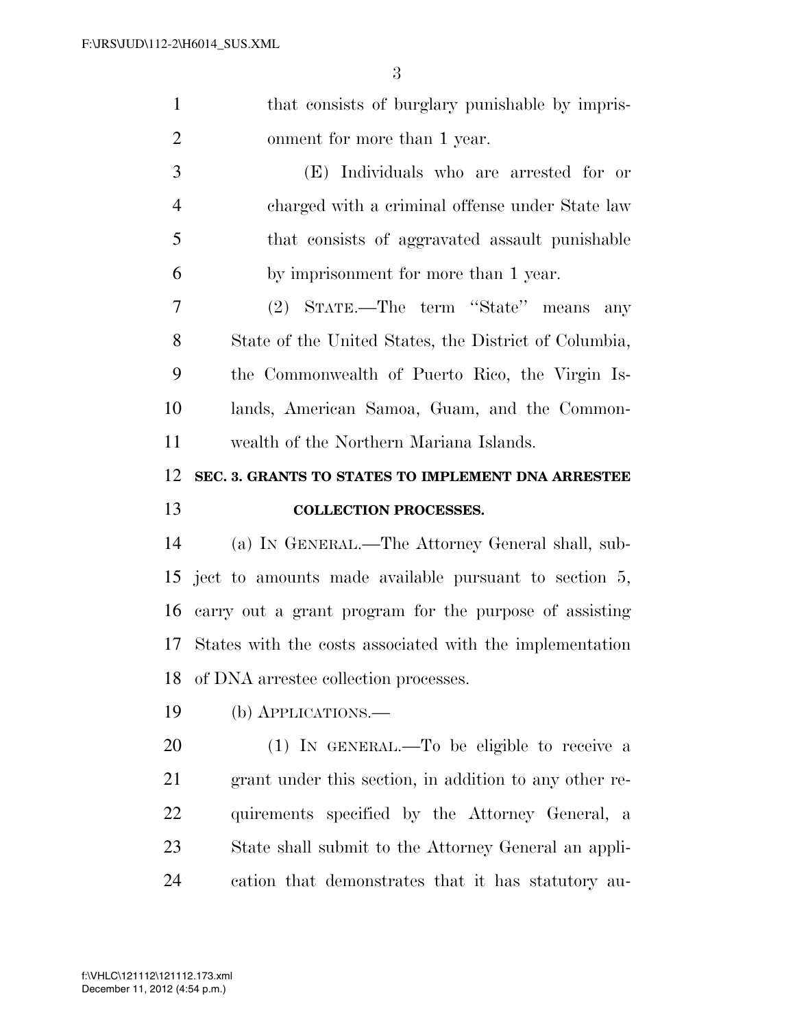that consists of burglary punishable by imprisonment for more than 1 year.

(E) Individuals who are arrested for or charged with a criminal offense under State law that consists of aggravated assault punishable by imprisonment for more than 1 year.

(2) STATE.—The term "State" means any State of the United States, the District of Columbia, the Commonwealth of Puerto Rico, the Virgin Islands, American Samoa, Guam, and the Commonwealth of the Northern Mariana Islands.

## SEC. 3. GRANTS TO STATES TO IMPLEMENT DNA ARRESTEE COLLECTION PROCESSES.

(a) IN GENERAL.—The Attorney General shall, subject to amounts made available pursuant to section 5, carry out a grant program for the purpose of assisting States with the costs associated with the implementation of DNA arrestee collection processes.

(b) APPLICATIONS.—

(1) IN GENERAL.—To be eligible to receive a grant under this section, in addition to any other requirements specified by the Attorney General, a State shall submit to the Attorney General an application that demonstrates that it has statutory au-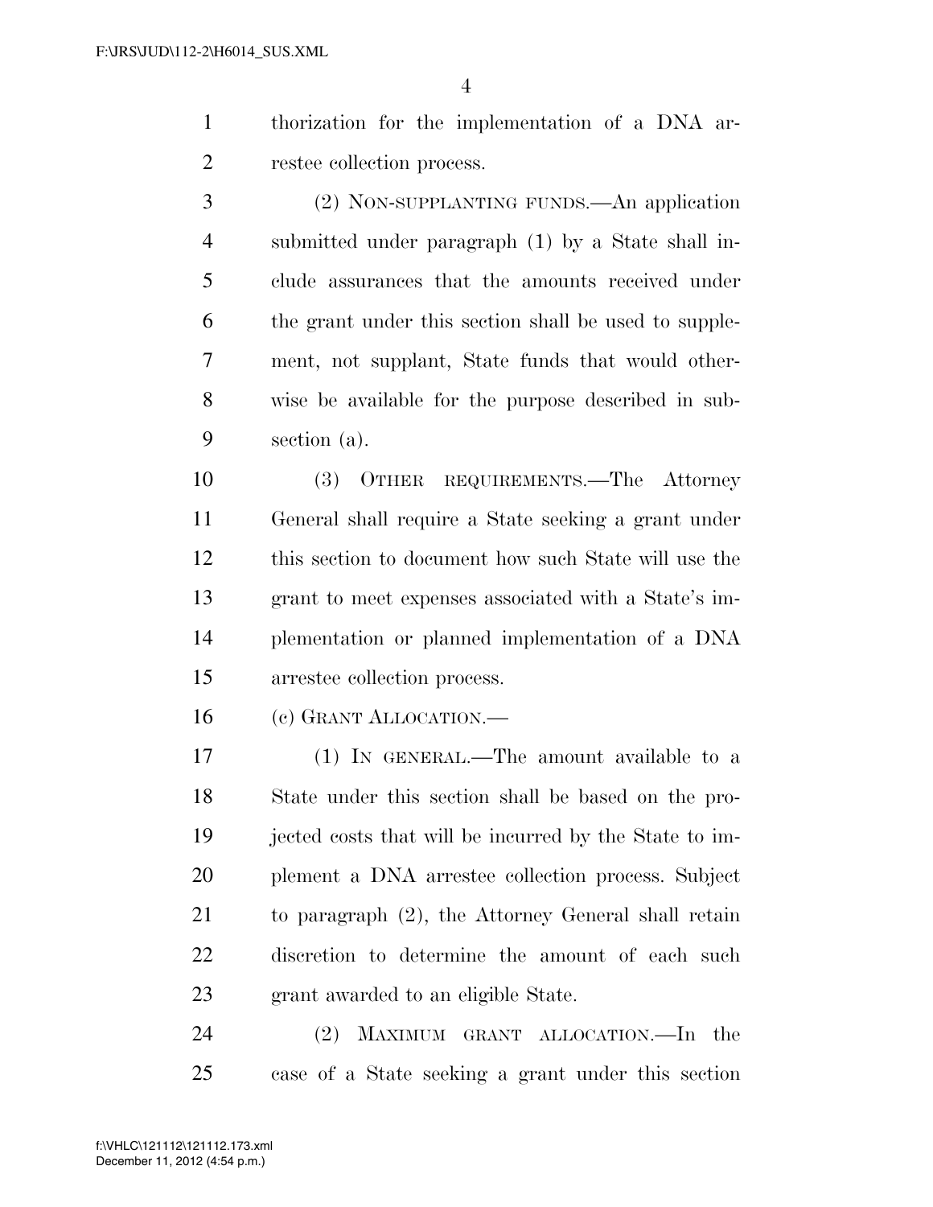thorization for the implementation of a DNA arrestee collection process.

(2) NON-SUPPLANTING FUNDS.—An application submitted under paragraph (1) by a State shall include assurances that the amounts received under the grant under this section shall be used to supplement, not supplant, State funds that would otherwise be available for the purpose described in subsection (a).

(3) OTHER REQUIREMENTS.—The Attorney General shall require a State seeking a grant under this section to document how such State will use the grant to meet expenses associated with a State's implementation or planned implementation of a DNA arrestee collection process.

(c) GRANT ALLOCATION.—

(1) IN GENERAL.—The amount available to a State under this section shall be based on the projected costs that will be incurred by the State to implement a DNA arrestee collection process. Subject to paragraph (2), the Attorney General shall retain discretion to determine the amount of each such grant awarded to an eligible State.

(2) MAXIMUM GRANT ALLOCATION.—In the case of a State seeking a grant under this section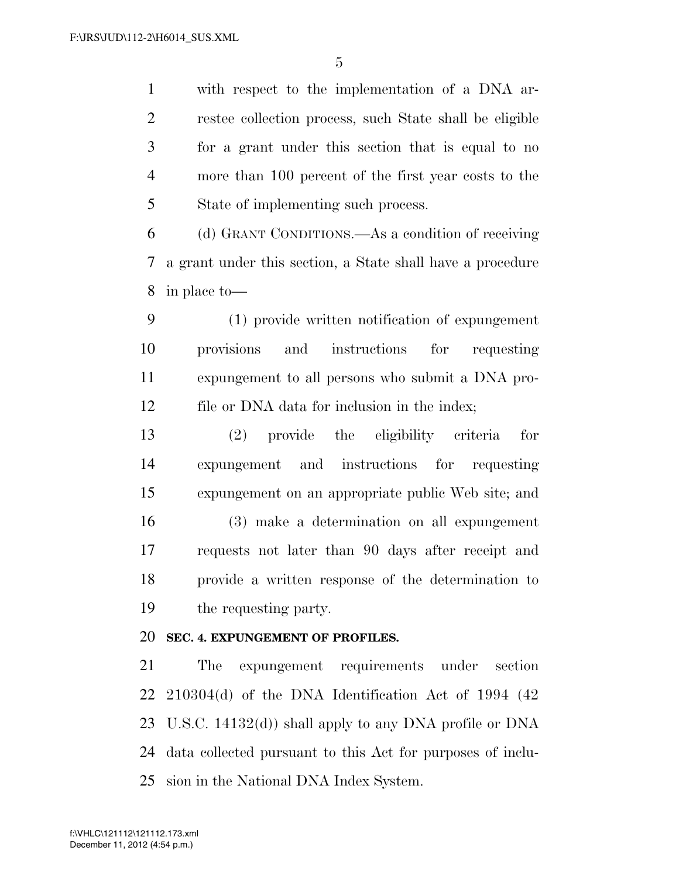with respect to the implementation of a DNA arrestee collection process, such State shall be eligible for a grant under this section that is equal to no more than 100 percent of the first year costs to the State of implementing such process.

(d) GRANT CONDITIONS.—As a condition of receiving a grant under this section, a State shall have a procedure in place to—

(1) provide written notification of expungement provisions and instructions for requesting expungement to all persons who submit a DNA profile or DNA data for inclusion in the index;

(2) provide the eligibility criteria for expungement and instructions for requesting expungement on an appropriate public Web site; and

(3) make a determination on all expungement requests not later than 90 days after receipt and provide a written response of the determination to the requesting party.

**SEC. 4. EXPUNGEMENT OF PROFILES.**

The expungement requirements under section 210304(d) of the DNA Identification Act of 1994 (42 U.S.C. 14132(d)) shall apply to any DNA profile or DNA data collected pursuant to this Act for purposes of inclusion in the National DNA Index System.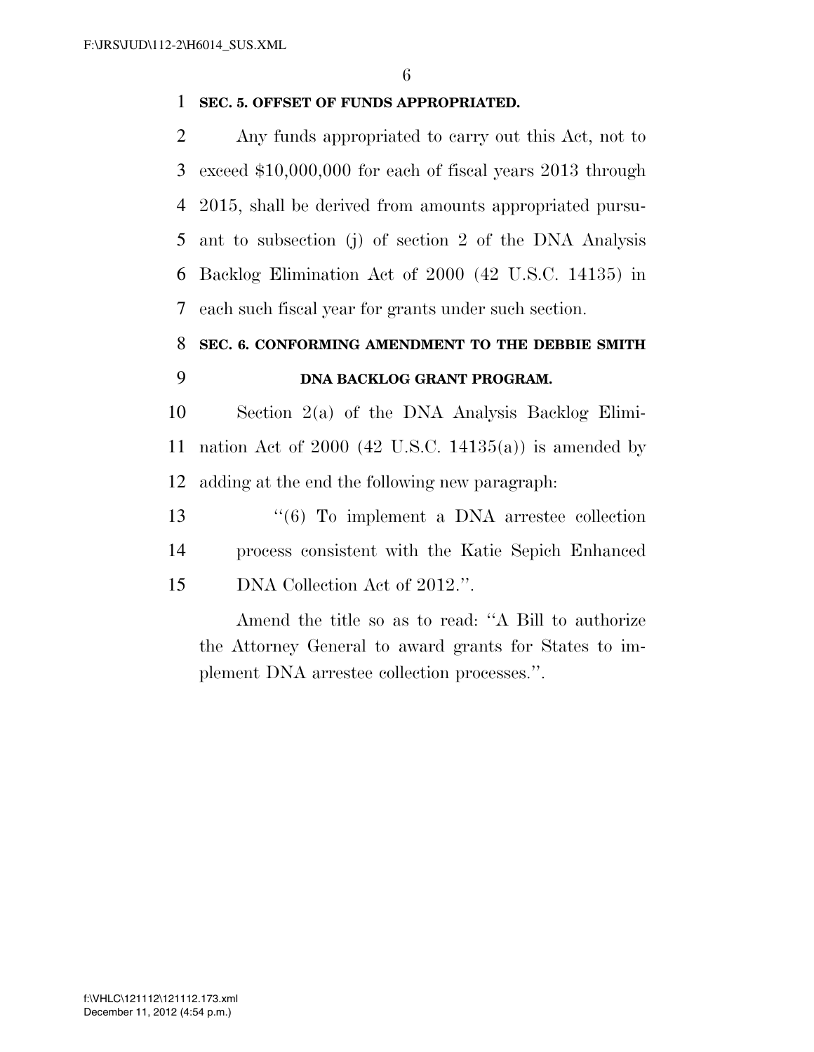**SEC. 5. OFFSET OF FUNDS APPROPRIATED.**

Any funds appropriated to carry out this Act, not to exceed $10,000,000 for each of fiscal years 2013 through 2015, shall be derived from amounts appropriated pursuant to subsection (j) of section 2 of the DNA Analysis Backlog Elimination Act of 2000 (42 U.S.C. 14135) in each such fiscal year for grants under such section.

**SEC. 6. CONFORMING AMENDMENT TO THE DEBBIE SMITH DNA BACKLOG GRANT PROGRAM.**

Section 2(a) of the DNA Analysis Backlog Elimination Act of 2000 (42 U.S.C. 14135(a)) is amended by adding at the end the following new paragraph:

''(6) To implement a DNA arrestee collection process consistent with the Katie Sepich Enhanced DNA Collection Act of 2012.''.

Amend the title so as to read: ''A Bill to authorize the Attorney General to award grants for States to implement DNA arrestee collection processes.''.